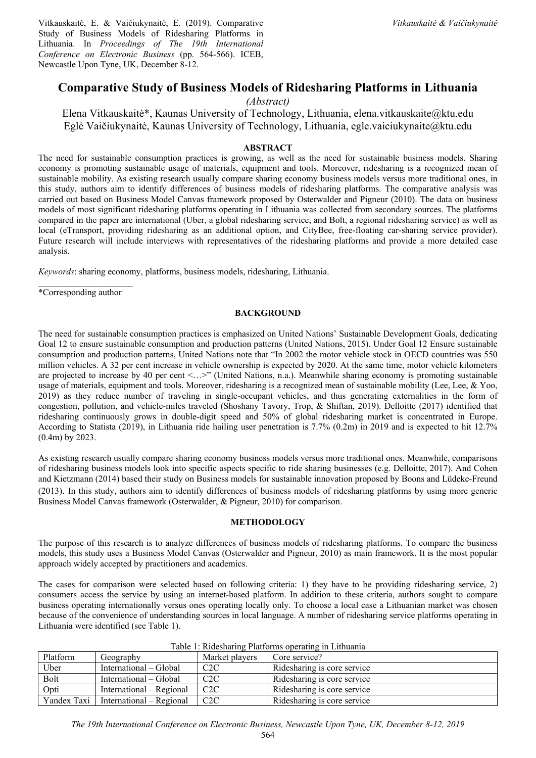Vitkauskaitė, E. & Vaičiukynaitė, E. (2019). Comparative Study of Business Models of Ridesharing Platforms in Lithuania. In *Proceedings of The 19th International Conference on Electronic Business* (pp. 564-566). ICEB, Newcastle Upon Tyne, UK, December 8-12.

# Comparative Study of Business Models of Ridesharing Platforms in Lithuania

*(Abstract)*

Elena Vitkauskaitė*, Kaunas University of Technology, Lithuania, elena.vitkauskaite@ktu.edu
Eglė Vaičiukynaitė, Kaunas University of Technology, Lithuania, egle.vaiciukynaite@ktu.edu

## ABSTRACT

The need for sustainable consumption practices is growing, as well as the need for sustainable business models. Sharing economy is promoting sustainable usage of materials, equipment and tools. Moreover, ridesharing is a recognized mean of sustainable mobility. As existing research usually compare sharing economy business models versus more traditional ones, in this study, authors aim to identify differences of business models of ridesharing platforms. The comparative analysis was carried out based on Business Model Canvas framework proposed by Osterwalder and Pigneur (2010). The data on business models of most significant ridesharing platforms operating in Lithuania was collected from secondary sources. The platforms compared in the paper are international (Uber, a global ridesharing service, and Bolt, a regional ridesharing service) as well as local (eTransport, providing ridesharing as an additional option, and CityBee, free-floating car-sharing service provider). Future research will include interviews with representatives of the ridesharing platforms and provide a more detailed case analysis.

*Keywords*: sharing economy, platforms, business models, ridesharing, Lithuania.

*Corresponding author

## BACKGROUND

The need for sustainable consumption practices is emphasized on United Nations' Sustainable Development Goals, dedicating Goal 12 to ensure sustainable consumption and production patterns (United Nations, 2015). Under Goal 12 Ensure sustainable consumption and production patterns, United Nations note that "In 2002 the motor vehicle stock in OECD countries was 550 million vehicles. A 32 per cent increase in vehicle ownership is expected by 2020. At the same time, motor vehicle kilometers are projected to increase by 40 per cent <…>" (United Nations, n.a.). Meanwhile sharing economy is promoting sustainable usage of materials, equipment and tools. Moreover, ridesharing is a recognized mean of sustainable mobility (Lee, Lee, & Yoo, 2019) as they reduce number of traveling in single-occupant vehicles, and thus generating externalities in the form of congestion, pollution, and vehicle-miles traveled (Shoshany Tavory, Trop, & Shiftan, 2019). Delloitte (2017) identified that ridesharing continuously grows in double-digit speed and 50% of global ridesharing market is concentrated in Europe. According to Statista (2019), in Lithuania ride hailing user penetration is 7.7% (0.2m) in 2019 and is expected to hit 12.7% (0.4m) by 2023.

As existing research usually compare sharing economy business models versus more traditional ones. Meanwhile, comparisons of ridesharing business models look into specific aspects specific to ride sharing businesses (e.g. Delloitte, 2017). And Cohen and Kietzmann (2014) based their study on Business models for sustainable innovation proposed by Boons and Lüdeke-Freund (2013). In this study, authors aim to identify differences of business models of ridesharing platforms by using more generic Business Model Canvas framework (Osterwalder, & Pigneur, 2010) for comparison.

## METHODOLOGY

The purpose of this research is to analyze differences of business models of ridesharing platforms. To compare the business models, this study uses a Business Model Canvas (Osterwalder and Pigneur, 2010) as main framework. It is the most popular approach widely accepted by practitioners and academics.

The cases for comparison were selected based on following criteria: 1) they have to be providing ridesharing service, 2) consumers access the service by using an internet-based platform. In addition to these criteria, authors sought to compare business operating internationally versus ones operating locally only. To choose a local case a Lithuanian market was chosen because of the convenience of understanding sources in local language. A number of ridesharing service platforms operating in Lithuania were identified (see Table 1).

Table 1: Ridesharing Platforms operating in Lithuania

| Platform | Geography | Market players | Core service? |
|---|---|---|---|
| Uber | International – Global | C2C | Ridesharing is core service |
| Bolt | International – Global | C2C | Ridesharing is core service |
| Opti | International – Regional | C2C | Ridesharing is core service |
| Yandex Taxi | International – Regional | C2C | Ridesharing is core service |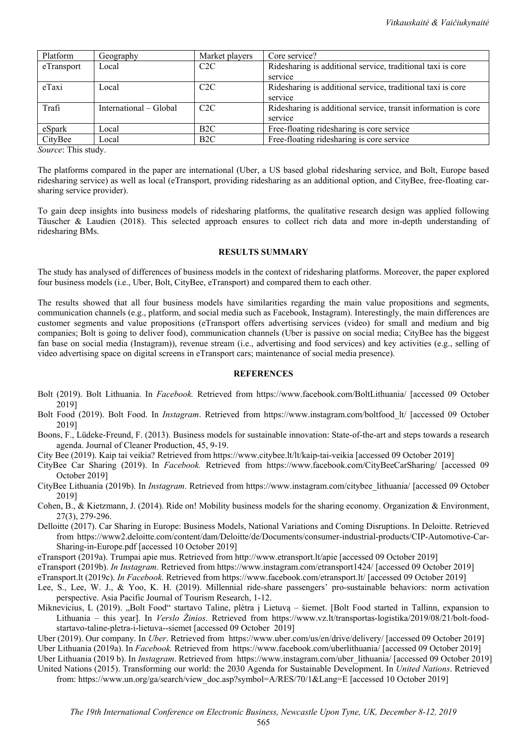| Platform | Geography | Market players | Core service? |
| --- | --- | --- | --- |
| eTransport | Local | C2C | Ridesharing is additional service, traditional taxi is core service |
| eTaxi | Local | C2C | Ridesharing is additional service, traditional taxi is core service |
| Trafi | International – Global | C2C | Ridesharing is additional service, transit information is core service |
| eSpark | Local | B2C | Free-floating ridesharing is core service |
| CityBee | Local | B2C | Free-floating ridesharing is core service |

*Source*: This study.

The platforms compared in the paper are international (Uber, a US based global ridesharing service, and Bolt, Europe based ridesharing service) as well as local (eTransport, providing ridesharing as an additional option, and CityBee, free-floating car-sharing service provider).

To gain deep insights into business models of ridesharing platforms, the qualitative research design was applied following Täuscher & Laudien (2018). This selected approach ensures to collect rich data and more in-depth understanding of ridesharing BMs.

## RESULTS SUMMARY

The study has analysed of differences of business models in the context of ridesharing platforms. Moreover, the paper explored four business models (i.e., Uber, Bolt, CityBee, eTransport) and compared them to each other.

The results showed that all four business models have similarities regarding the main value propositions and segments, communication channels (e.g., platform, and social media such as Facebook, Instagram). Interestingly, the main differences are customer segments and value propositions (eTransport offers advertising services (video) for small and medium and big companies; Bolt is going to deliver food), communication channels (Uber is passive on social media; CityBee has the biggest fan base on social media (Instagram)), revenue stream (i.e., advertising and food services) and key activities (e.g., selling of video advertising space on digital screens in eTransport cars; maintenance of social media presence).

## REFERENCES

Bolt (2019). Bolt Lithuania. In *Facebook.* Retrieved from https://www.facebook.com/BoltLithuania/ [accessed 09 October 2019]

Bolt Food (2019). Bolt Food. In *Instagram*. Retrieved from https://www.instagram.com/boltfood_lt/ [accessed 09 October 2019]

Boons, F., Lüdeke-Freund, F. (2013). Business models for sustainable innovation: State-of-the-art and steps towards a research agenda. Journal of Cleaner Production, 45, 9-19.

City Bee (2019). Kaip tai veikia? Retrieved from https://www.citybee.lt/lt/kaip-tai-veikia [accessed 09 October 2019]

CityBee Car Sharing (2019). In *Facebook.* Retrieved from https://www.facebook.com/CityBeeCarSharing/ [accessed 09 October 2019]

CityBee Lithuania (2019b). In *Instagram*. Retrieved from https://www.instagram.com/citybee_lithuania/ [accessed 09 October 2019]

Cohen, B., & Kietzmann, J. (2014). Ride on! Mobility business models for the sharing economy. Organization & Environment, 27(3), 279-296.

Delloitte (2017). Car Sharing in Europe: Business Models, National Variations and Coming Disruptions. In Deloitte. Retrieved from https://www2.deloitte.com/content/dam/Deloitte/de/Documents/consumer-industrial-products/CIP-Automotive-Car-Sharing-in-Europe.pdf [accessed 10 October 2019]

eTransport (2019a). Trumpai apie mus. Retrieved from http://www.etransport.lt/apie [accessed 09 October 2019]

eTransport (2019b). *In Instagram*. Retrieved from https://www.instagram.com/etransport1424/ [accessed 09 October 2019]

eTransport.lt (2019c). *In Facebook.* Retrieved from https://www.facebook.com/etransport.lt/ [accessed 09 October 2019]

Lee, S., Lee, W. J., & Yoo, K. H. (2019). Millennial ride-share passengers' pro-sustainable behaviors: norm activation perspective. Asia Pacific Journal of Tourism Research, 1-12.

Miknevicius, L (2019). „Bolt Food" startavo Taline, plėtra į Lietuvą – šiemet. [Bolt Food started in Tallinn, expansion to Lithuania – this year]. In *Verslo Žinios*. Retrieved from https://www.vz.lt/transportas-logistika/2019/08/21/bolt-food-startavo-taline-pletra-i-lietuva--siemet [accessed 10 October 2019]

Uber (2019). Our company. In *Uber*. Retrieved from https://www.uber.com/us/en/drive/delivery/ [accessed 09 October 2019]

Uber Lithuania (2019a). In *Facebook.* Retrieved from https://www.facebook.com/uberlithuania/ [accessed 09 October 2019]

Uber Lithuania (2019 b). In *Instagram*. Retrieved from https://www.instagram.com/uber_lithuania/ [accessed 09 October 2019]

United Nations (2015). Transforming our world: the 2030 Agenda for Sustainable Development. In *United Nations*. Retrieved from: https://www.un.org/ga/search/view_doc.asp?symbol=A/RES/70/1&Lang=E [accessed 10 October 2019]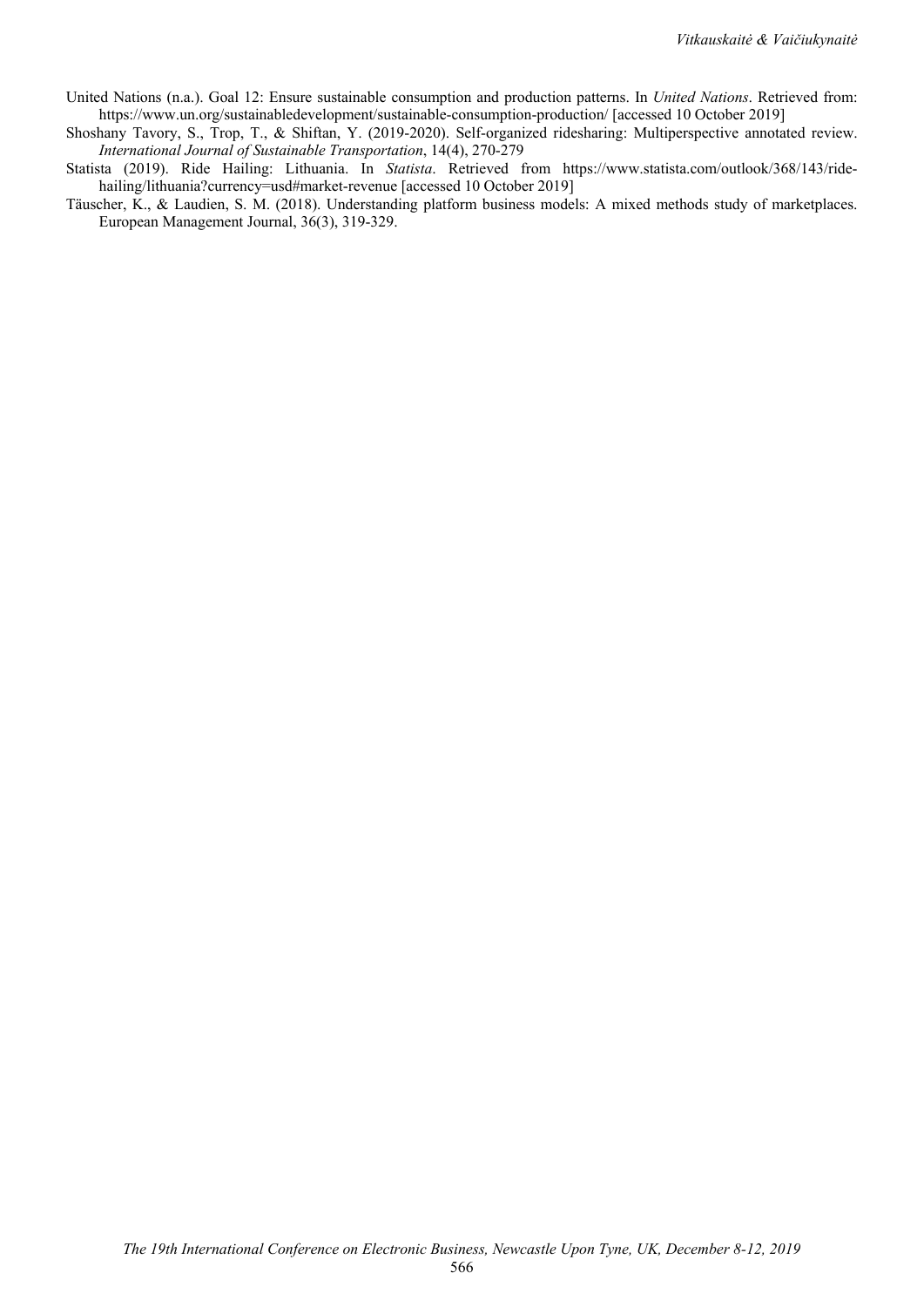United Nations (n.a.). Goal 12: Ensure sustainable consumption and production patterns. In *United Nations*. Retrieved from: https://www.un.org/sustainabledevelopment/sustainable-consumption-production/ [accessed 10 October 2019]

Shoshany Tavory, S., Trop, T., & Shiftan, Y. (2019-2020). Self-organized ridesharing: Multiperspective annotated review. *International Journal of Sustainable Transportation*, 14(4), 270-279

Statista (2019). Ride Hailing: Lithuania. In *Statista*. Retrieved from https://www.statista.com/outlook/368/143/ride-hailing/lithuania?currency=usd#market-revenue [accessed 10 October 2019]

Täuscher, K., & Laudien, S. M. (2018). Understanding platform business models: A mixed methods study of marketplaces. European Management Journal, 36(3), 319-329.